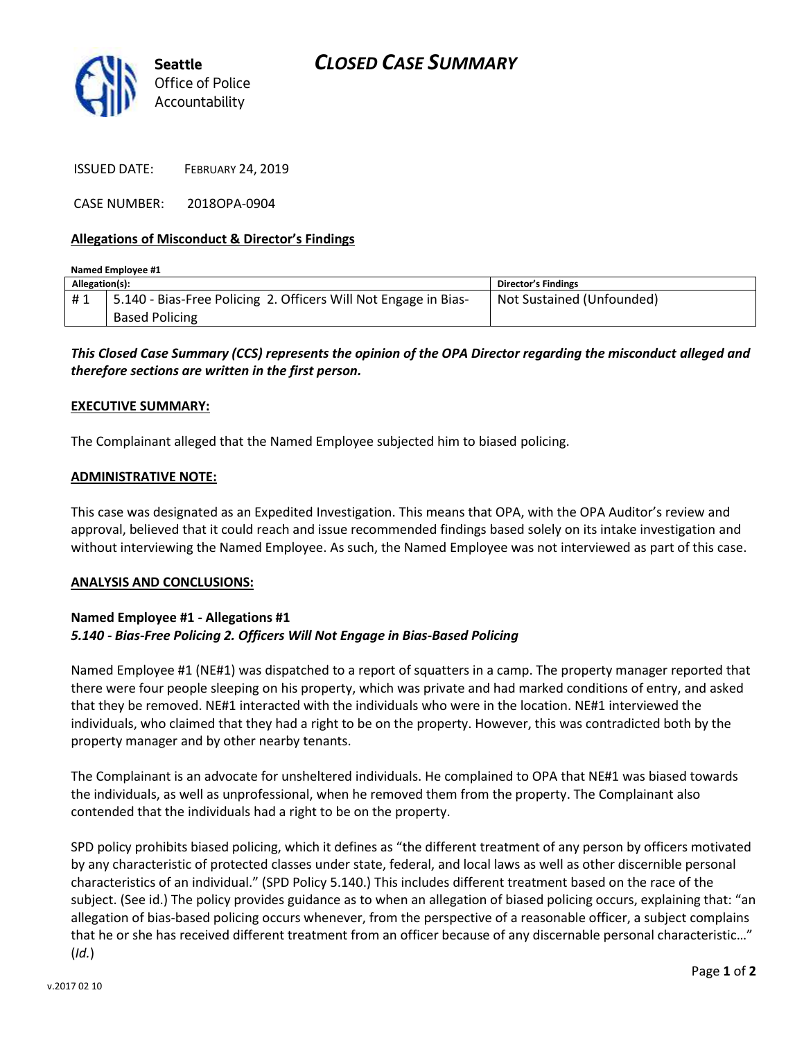# CLOSED CASE SUMMARY

Seattle Office of Police Accountability

ISSUED DATE: FEBRUARY 24, 2019

CASE NUMBER: 2018OPA-0904

## Allegations of Misconduct & Director's Findings

**Named Employee #1**

| Allegation(s): | | Director's Findings |
|---|---|---|
| # 1 | 5.140 - Bias-Free Policing 2. Officers Will Not Engage in Bias-Based Policing | Not Sustained (Unfounded) |

***This Closed Case Summary (CCS) represents the opinion of the OPA Director regarding the misconduct alleged and therefore sections are written in the first person.***

**EXECUTIVE SUMMARY:**

The Complainant alleged that the Named Employee subjected him to biased policing.

**ADMINISTRATIVE NOTE:**

This case was designated as an Expedited Investigation. This means that OPA, with the OPA Auditor's review and approval, believed that it could reach and issue recommended findings based solely on its intake investigation and without interviewing the Named Employee. As such, the Named Employee was not interviewed as part of this case.

**ANALYSIS AND CONCLUSIONS:**

**Named Employee #1 - Allegations #1**
***5.140 - Bias-Free Policing 2. Officers Will Not Engage in Bias-Based Policing***

Named Employee #1 (NE#1) was dispatched to a report of squatters in a camp. The property manager reported that there were four people sleeping on his property, which was private and had marked conditions of entry, and asked that they be removed. NE#1 interacted with the individuals who were in the location. NE#1 interviewed the individuals, who claimed that they had a right to be on the property. However, this was contradicted both by the property manager and by other nearby tenants.

The Complainant is an advocate for unsheltered individuals. He complained to OPA that NE#1 was biased towards the individuals, as well as unprofessional, when he removed them from the property. The Complainant also contended that the individuals had a right to be on the property.

SPD policy prohibits biased policing, which it defines as "the different treatment of any person by officers motivated by any characteristic of protected classes under state, federal, and local laws as well as other discernible personal characteristics of an individual." (SPD Policy 5.140.) This includes different treatment based on the race of the subject. (See id.) The policy provides guidance as to when an allegation of biased policing occurs, explaining that: "an allegation of bias-based policing occurs whenever, from the perspective of a reasonable officer, a subject complains that he or she has received different treatment from an officer because of any discernable personal characteristic…" (*Id.*)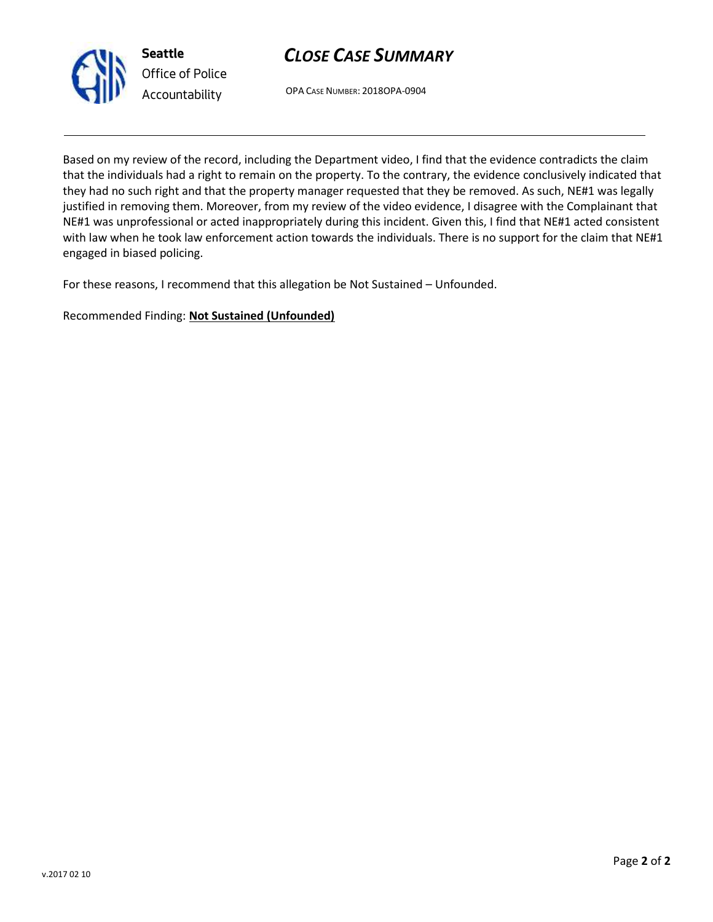Based on my review of the record, including the Department video, I find that the evidence contradicts the claim that the individuals had a right to remain on the property. To the contrary, the evidence conclusively indicated that they had no such right and that the property manager requested that they be removed. As such, NE#1 was legally justified in removing them. Moreover, from my review of the video evidence, I disagree with the Complainant that NE#1 was unprofessional or acted inappropriately during this incident. Given this, I find that NE#1 acted consistent with law when he took law enforcement action towards the individuals. There is no support for the claim that NE#1 engaged in biased policing.

For these reasons, I recommend that this allegation be Not Sustained – Unfounded.

Recommended Finding: **Not Sustained (Unfounded)**